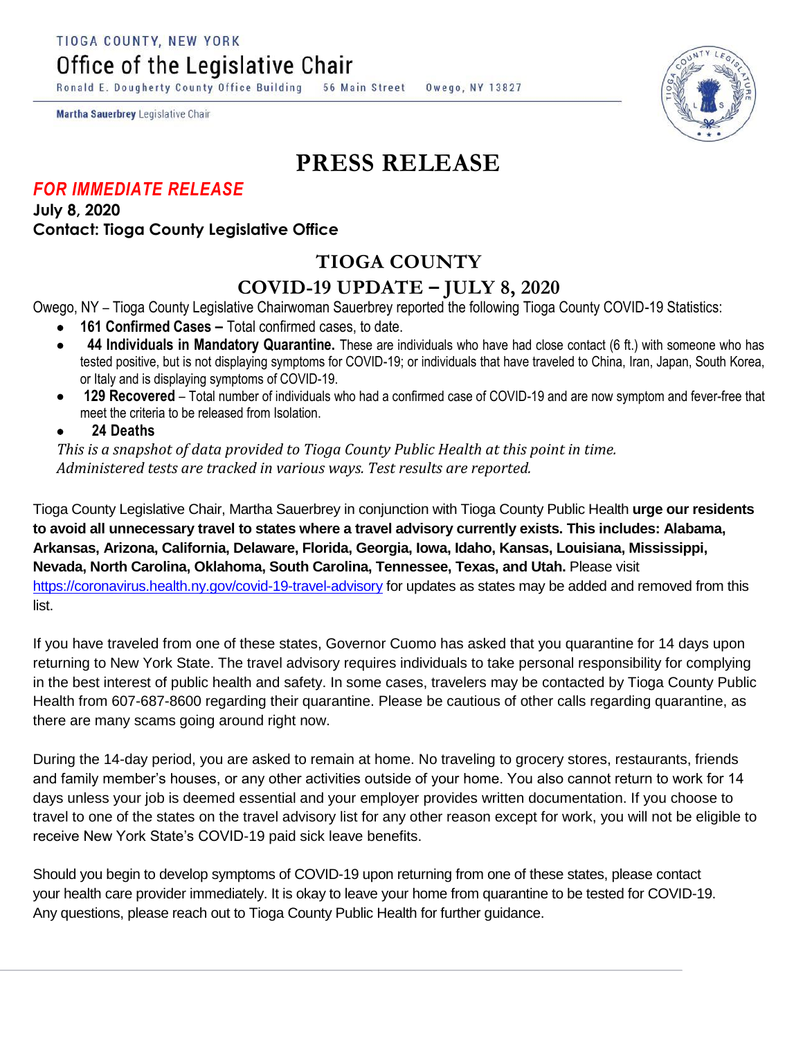TIOGA COUNTY, NEW YORK

Office of the Legislative Chair

Ronald E. Dougherty County Office Building 56 Main Street Owego, NY 13827

**Martha Sauerbrey** Legislative Chair

# PRESS RELEASE

***FOR IMMEDIATE RELEASE***

**July 8, 2020**

**Contact: Tioga County Legislative Office**

## TIOGA COUNTY
## COVID-19 UPDATE – JULY 8, 2020

Owego, NY – Tioga County Legislative Chairwoman Sauerbrey reported the following Tioga County COVID-19 Statistics:

- **161 Confirmed Cases –** Total confirmed cases, to date.
- **44 Individuals in Mandatory Quarantine.** These are individuals who have had close contact (6 ft.) with someone who has tested positive, but is not displaying symptoms for COVID-19; or individuals that have traveled to China, Iran, Japan, South Korea, or Italy and is displaying symptoms of COVID-19.
- **129 Recovered** – Total number of individuals who had a confirmed case of COVID-19 and are now symptom and fever-free that meet the criteria to be released from Isolation.
- **24 Deaths**

*This is a snapshot of data provided to Tioga County Public Health at this point in time.*
*Administered tests are tracked in various ways. Test results are reported.*

Tioga County Legislative Chair, Martha Sauerbrey in conjunction with Tioga County Public Health **urge our residents to avoid all unnecessary travel to states where a travel advisory currently exists. This includes: Alabama, Arkansas, Arizona, California, Delaware, Florida, Georgia, Iowa, Idaho, Kansas, Louisiana, Mississippi, Nevada, North Carolina, Oklahoma, South Carolina, Tennessee, Texas, and Utah.** Please visit https://coronavirus.health.ny.gov/covid-19-travel-advisory for updates as states may be added and removed from this list.

If you have traveled from one of these states, Governor Cuomo has asked that you quarantine for 14 days upon returning to New York State. The travel advisory requires individuals to take personal responsibility for complying in the best interest of public health and safety. In some cases, travelers may be contacted by Tioga County Public Health from 607-687-8600 regarding their quarantine. Please be cautious of other calls regarding quarantine, as there are many scams going around right now.

During the 14-day period, you are asked to remain at home. No traveling to grocery stores, restaurants, friends and family member's houses, or any other activities outside of your home. You also cannot return to work for 14 days unless your job is deemed essential and your employer provides written documentation. If you choose to travel to one of the states on the travel advisory list for any other reason except for work, you will not be eligible to receive New York State's COVID-19 paid sick leave benefits.

Should you begin to develop symptoms of COVID-19 upon returning from one of these states, please contact your health care provider immediately. It is okay to leave your home from quarantine to be tested for COVID-19. Any questions, please reach out to Tioga County Public Health for further guidance.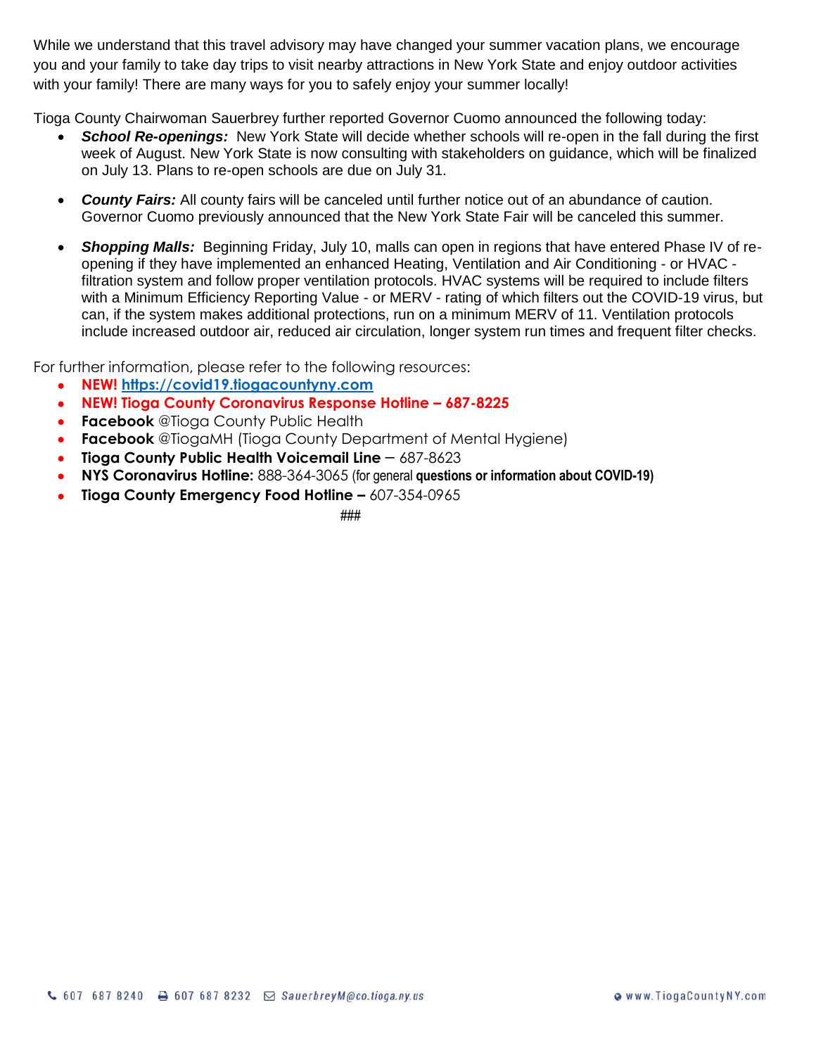While we understand that this travel advisory may have changed your summer vacation plans, we encourage you and your family to take day trips to visit nearby attractions in New York State and enjoy outdoor activities with your family! There are many ways for you to safely enjoy your summer locally!

Tioga County Chairwoman Sauerbrey further reported Governor Cuomo announced the following today:

- ***School Re-openings:*** New York State will decide whether schools will re-open in the fall during the first week of August. New York State is now consulting with stakeholders on guidance, which will be finalized on July 13. Plans to re-open schools are due on July 31.

- ***County Fairs:*** All county fairs will be canceled until further notice out of an abundance of caution. Governor Cuomo previously announced that the New York State Fair will be canceled this summer.

- ***Shopping Malls:*** Beginning Friday, July 10, malls can open in regions that have entered Phase IV of re-opening if they have implemented an enhanced Heating, Ventilation and Air Conditioning - or HVAC - filtration system and follow proper ventilation protocols. HVAC systems will be required to include filters with a Minimum Efficiency Reporting Value - or MERV - rating of which filters out the COVID-19 virus, but can, if the system makes additional protections, run on a minimum MERV of 11. Ventilation protocols include increased outdoor air, reduced air circulation, longer system run times and frequent filter checks.

For further information, please refer to the following resources:

- **NEW! https://covid19.tiogacountyny.com**
- **NEW! Tioga County Coronavirus Response Hotline – 687-8225**
- **Facebook** @Tioga County Public Health
- **Facebook** @TiogaMH (Tioga County Department of Mental Hygiene)
- **Tioga County Public Health Voicemail Line** – 687-8623
- **NYS Coronavirus Hotline:** 888-364-3065 (for general **questions or information about COVID-19)**
- **Tioga County Emergency Food Hotline –** 607-354-0965

###

607 687 8240 | 607 687 8232 | SauerbreyM@co.tioga.ny.us | www.TiogaCountyNY.com